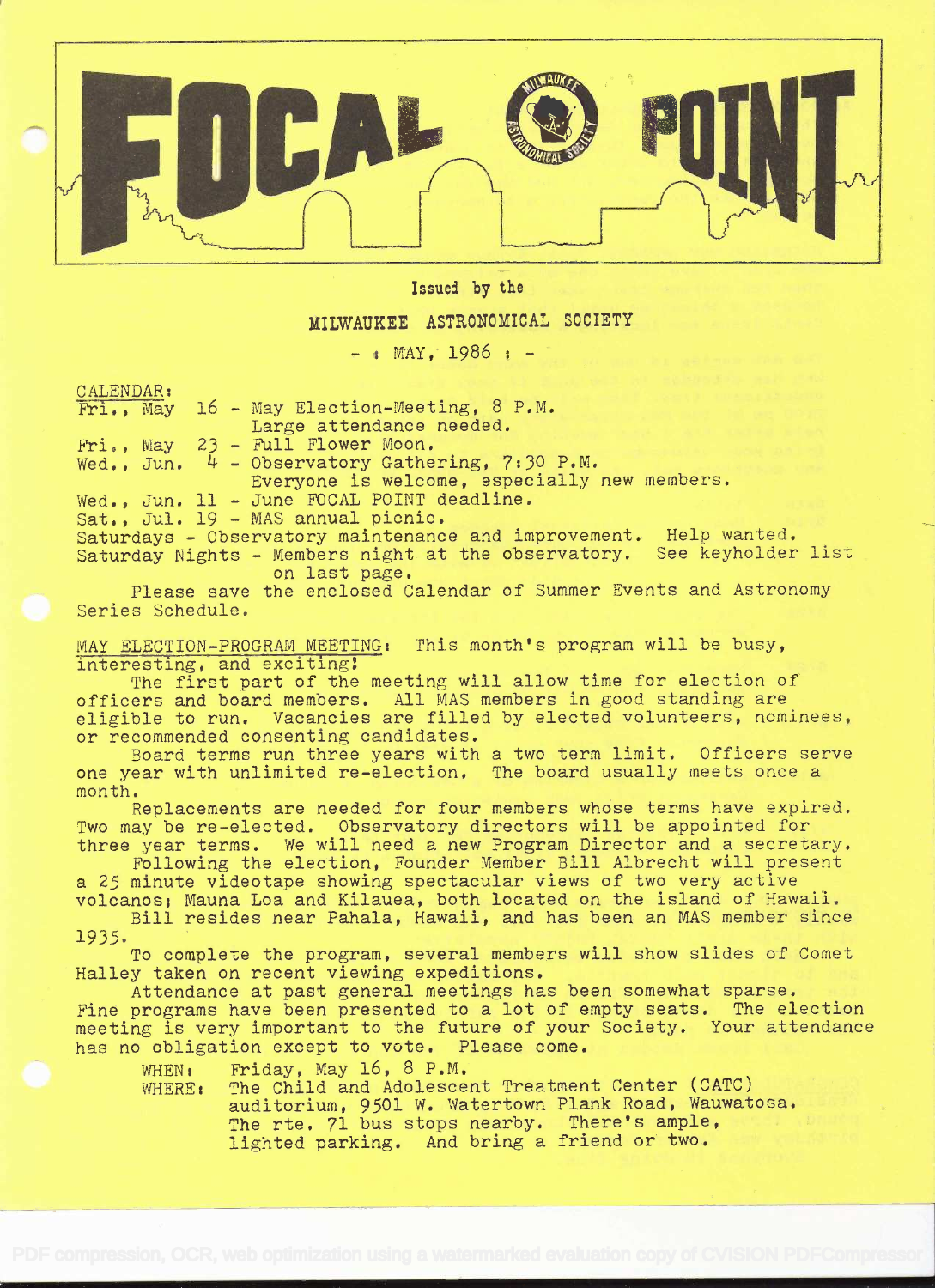# FOCAL POINT

Issued by the

MILWAUKEE ASTRONOMICAL SOCIETY

- : MAY, 1986 : -

CALENDAR:

Fri., May 16 - May Election-Meeting, 8 P.M.
Large attendance needed.
Fri., May 23 - Full Flower Moon.
Wed., Jun. 4 - Observatory Gathering, 7:30 P.M.
Everyone is welcome, especially new members.
Wed., Jun. 11 - June FOCAL POINT deadline.
Sat., Jul. 19 - MAS annual picnic.
Saturdays - Observatory maintenance and improvement. Help wanted.
Saturday Nights - Members night at the observatory. See keyholder list on last page.

Please save the enclosed Calendar of Summer Events and Astronomy Series Schedule.

MAY ELECTION-PROGRAM MEETING: This month's program will be busy, interesting, and exciting!

The first part of the meeting will allow time for election of officers and board members. All MAS members in good standing are eligible to run. Vacancies are filled by elected volunteers, nominees, or recommended consenting candidates.

Board terms run three years with a two term limit. Officers serve one year with unlimited re-election. The board usually meets once a month.

Replacements are needed for four members whose terms have expired. Two may be re-elected. Observatory directors will be appointed for three year terms. We will need a new Program Director and a secretary.

Following the election, Founder Member Bill Albrecht will present a 25 minute videotape showing spectacular views of two very active volcanos; Mauna Loa and Kilauea, both located on the island of Hawaii.

Bill resides near Pahala, Hawaii, and has been an MAS member since 1935.

To complete the program, several members will show slides of Comet Halley taken on recent viewing expeditions.

Attendance at past general meetings has been somewhat sparse. Fine programs have been presented to a lot of empty seats. The election meeting is very important to the future of your Society. Your attendance has no obligation except to vote. Please come.

WHEN: Friday, May 16, 8 P.M.
WHERE: The Child and Adolescent Treatment Center (CATC) auditorium, 9501 W. Watertown Plank Road, Wauwatosa. The rte. 71 bus stops nearby. There's ample, lighted parking. And bring a friend or two.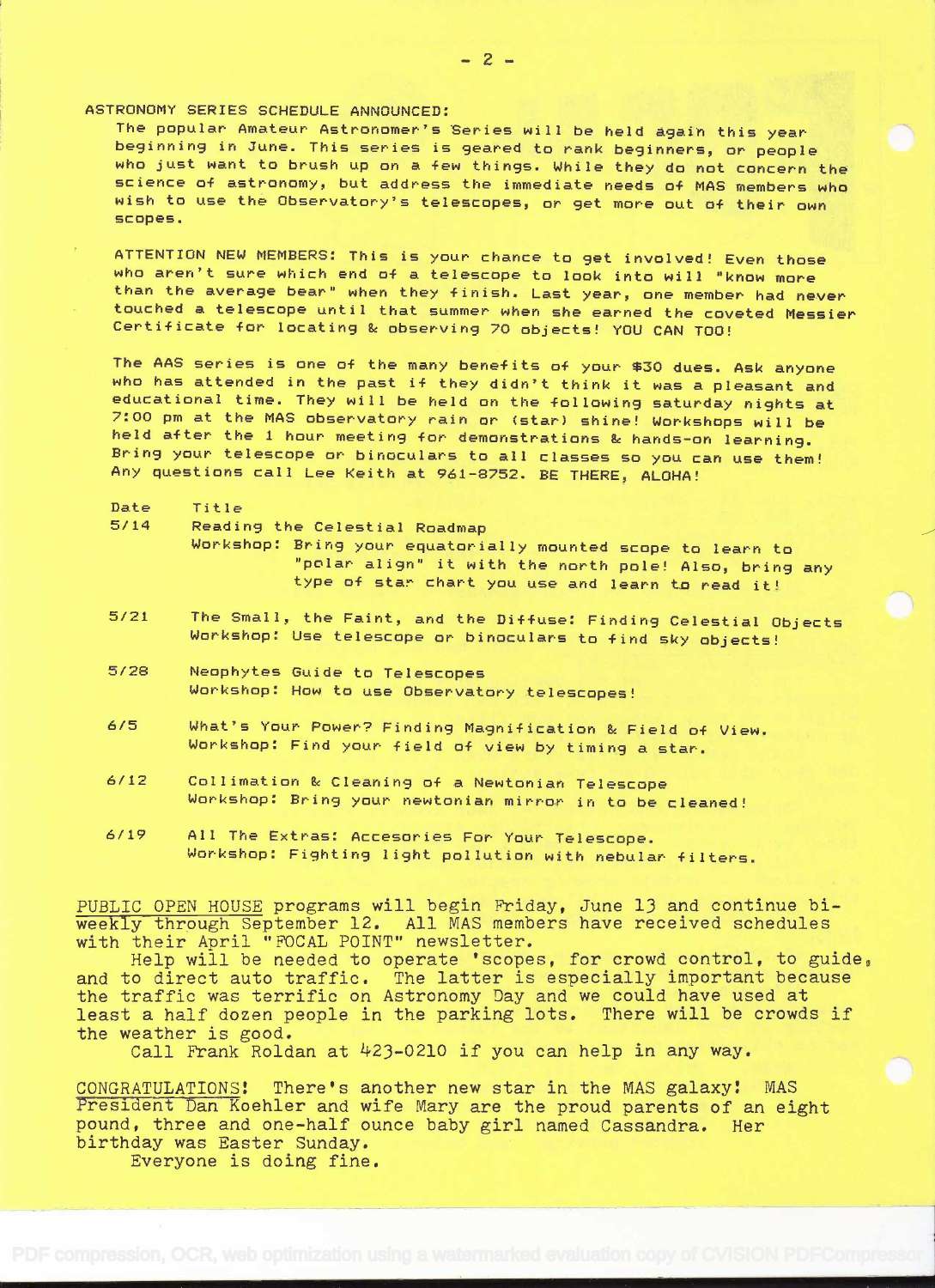## ASTRONOMY SERIES SCHEDULE ANNOUNCED:

The popular Amateur Astronomer's Series will be held again this year beginning in June. This series is geared to rank beginners, or people who just want to brush up on a few things. While they do not concern the science of astronomy, but address the immediate needs of MAS members who wish to use the Observatory's telescopes, or get more out of their own scopes.

ATTENTION NEW MEMBERS: This is your chance to get involved! Even those who aren't sure which end of a telescope to look into will "know more than the average bear" when they finish. Last year, one member had never touched a telescope until that summer when she earned the coveted Messier Certificate for locating & observing 70 objects! YOU CAN TOO!

The AAS series is one of the many benefits of your $30 dues. Ask anyone who has attended in the past if they didn't think it was a pleasant and educational time. They will be held on the following saturday nights at 7:00 pm at the MAS observatory rain or (star) shine! Workshops will be held after the 1 hour meeting for demonstrations & hands-on learning. Bring your telescope or binoculars to all classes so you can use them! Any questions call Lee Keith at 961-8752. BE THERE, ALOHA!

| Date | Title |
|---|---|
| 5/14 | Reading the Celestial Roadmap<br>Workshop: Bring your equatorially mounted scope to learn to "polar align" it with the north pole! Also, bring any type of star chart you use and learn to read it! |
| 5/21 | The Small, the Faint, and the Diffuse: Finding Celestial Objects<br>Workshop: Use telescope or binoculars to find sky objects! |
| 5/28 | Neophytes Guide to Telescopes<br>Workshop: How to use Observatory telescopes! |
| 6/5 | What's Your Power? Finding Magnification & Field of View.<br>Workshop: Find your field of view by timing a star. |
| 6/12 | Collimation & Cleaning of a Newtonian Telescope<br>Workshop: Bring your newtonian mirror in to be cleaned! |
| 6/19 | All The Extras: Accesories For Your Telescope.<br>Workshop: Fighting light pollution with nebular filters. |

PUBLIC OPEN HOUSE programs will begin Friday, June 13 and continue bi-weekly through September 12. All MAS members have received schedules with their April "FOCAL POINT" newsletter.

Help will be needed to operate 'scopes, for crowd control, to guide, and to direct auto traffic. The latter is especially important because the traffic was terrific on Astronomy Day and we could have used at least a half dozen people in the parking lots. There will be crowds if the weather is good.

Call Frank Roldan at 423-0210 if you can help in any way.

CONGRATULATIONS! There's another new star in the MAS galaxy! MAS President Dan Koehler and wife Mary are the proud parents of an eight pound, three and one-half ounce baby girl named Cassandra. Her birthday was Easter Sunday.

Everyone is doing fine.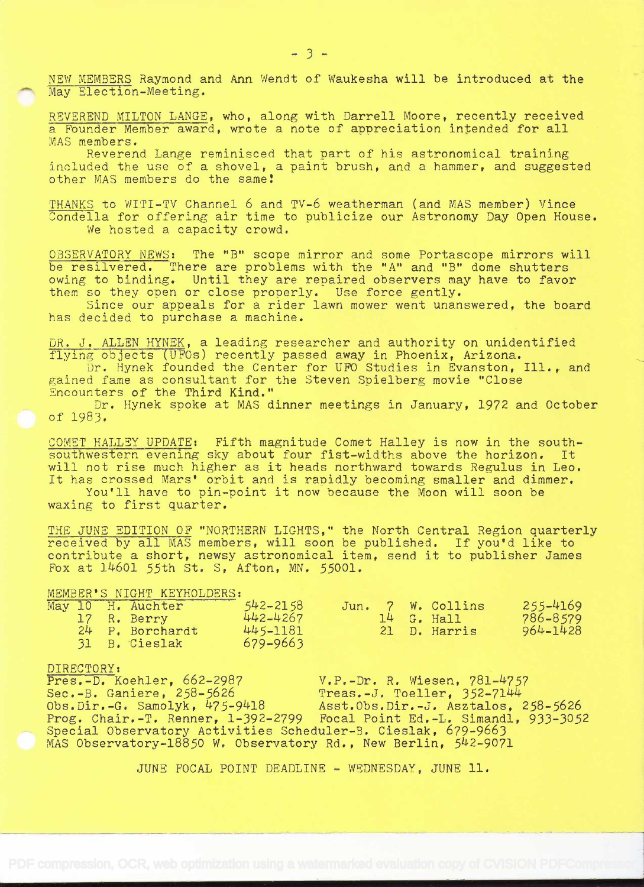NEW MEMBERS Raymond and Ann Wendt of Waukesha will be introduced at the May Election-Meeting.

REVEREND MILTON LANGE, who, along with Darrell Moore, recently received a Founder Member award, wrote a note of appreciation intended for all MAS members.

Reverend Lange reminisced that part of his astronomical training included the use of a shovel, a paint brush, and a hammer, and suggested other MAS members do the same!

THANKS to WITI-TV Channel 6 and TV-6 weatherman (and MAS member) Vince Condella for offering air time to publicize our Astronomy Day Open House. We hosted a capacity crowd.

OBSERVATORY NEWS: The "B" scope mirror and some Portascope mirrors will be resilvered. There are problems with the "A" and "B" dome shutters owing to binding. Until they are repaired observers may have to favor them so they open or close properly. Use force gently.

Since our appeals for a rider lawn mower went unanswered, the board has decided to purchase a machine.

DR. J. ALLEN HYNEK, a leading researcher and authority on unidentified flying objects (UFOs) recently passed away in Phoenix, Arizona.

Dr. Hynek founded the Center for UFO Studies in Evanston, Ill., and gained fame as consultant for the Steven Spielberg movie "Close Encounters of the Third Kind."

Dr. Hynek spoke at MAS dinner meetings in January, 1972 and October of 1983.

COMET HALLEY UPDATE: Fifth magnitude Comet Halley is now in the south-southwestern evening sky about four fist-widths above the horizon. It will not rise much higher as it heads northward towards Regulus in Leo. It has crossed Mars' orbit and is rapidly becoming smaller and dimmer.

You'll have to pin-point it now because the Moon will soon be waxing to first quarter.

THE JUNE EDITION OF "NORTHERN LIGHTS," the North Central Region quarterly received by all MAS members, will soon be published. If you'd like to contribute a short, newsy astronomical item, send it to publisher James Fox at 14601 55th St. S, Afton, MN. 55001.

MEMBER'S NIGHT KEYHOLDERS:

| Date | Keyholder | Phone | Date | Keyholder | Phone |
|---|---|---|---|---|---|
| May 10 | H. Auchter | 542-2158 | Jun. 7 | W. Collins | 255-4169 |
| 17 | R. Berry | 442-4267 | 14 | G. Hall | 786-8579 |
| 24 | P. Borchardt | 445-1181 | 21 | D. Harris | 964-1428 |
| 31 | B. Cieslak | 679-9663 | | | |

DIRECTORY:

Pres.-D. Koehler, 662-2987
V.P.-Dr. R. Wiesen, 781-4757
Sec.-B. Ganiere, 258-5626
Treas.-J. Toeller, 352-7144
Obs.Dir.-G. Samolyk, 475-9418
Asst.Obs.Dir.-J. Asztalos, 258-5626
Prog. Chair.-T. Renner, 1-392-2799
Focal Point Ed.-L. Simandl, 933-3052
Special Observatory Activities Scheduler-B. Cieslak, 679-9663
MAS Observatory-18850 W. Observatory Rd., New Berlin, 542-9071

JUNE FOCAL POINT DEADLINE - WEDNESDAY, JUNE 11.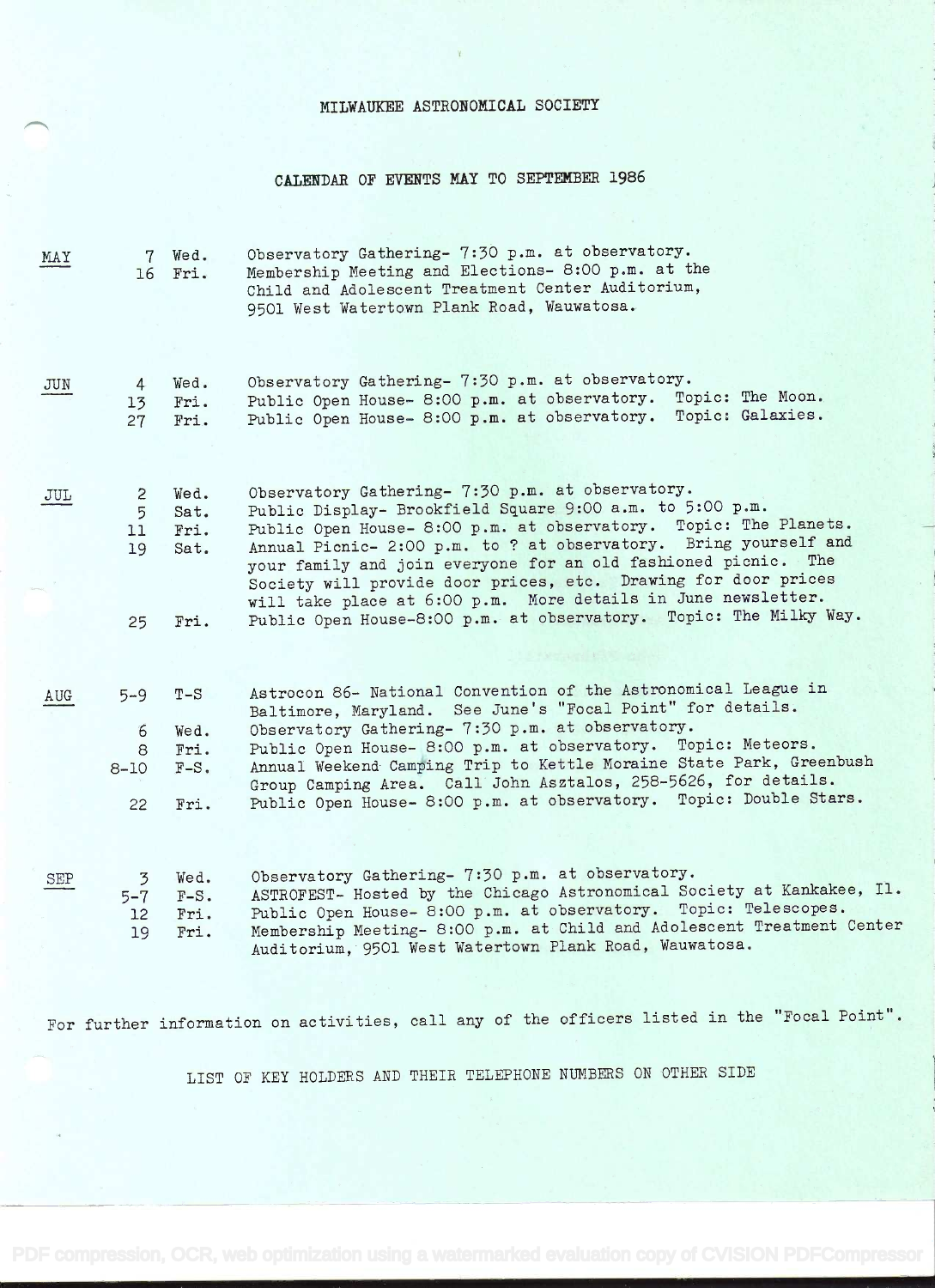# MILWAUKEE ASTRONOMICAL SOCIETY

## CALENDAR OF EVENTS MAY TO SEPTEMBER 1986

| Month | Date | Day | Event |
|---|---|---|---|
| MAY | 7 | Wed. | Observatory Gathering- 7:30 p.m. at observatory. |
| | 16 | Fri. | Membership Meeting and Elections- 8:00 p.m. at the Child and Adolescent Treatment Center Auditorium, 9501 West Watertown Plank Road, Wauwatosa. |
| JUN | 4 | Wed. | Observatory Gathering- 7:30 p.m. at observatory. |
| | 13 | Fri. | Public Open House- 8:00 p.m. at observatory. Topic: The Moon. |
| | 27 | Fri. | Public Open House- 8:00 p.m. at observatory. Topic: Galaxies. |
| JUL | 2 | Wed. | Observatory Gathering- 7:30 p.m. at observatory. |
| | 5 | Sat. | Public Display- Brookfield Square 9:00 a.m. to 5:00 p.m. |
| | 11 | Fri. | Public Open House- 8:00 p.m. at observatory. Topic: The Planets. |
| | 19 | Sat. | Annual Picnic- 2:00 p.m. to ? at observatory. Bring yourself and your family and join everyone for an old fashioned picnic. The Society will provide door prices, etc. Drawing for door prices will take place at 6:00 p.m. More details in June newsletter. |
| | 25 | Fri. | Public Open House-8:00 p.m. at observatory. Topic: The Milky Way. |
| AUG | 5-9 | T-S | Astrocon 86- National Convention of the Astronomical League in Baltimore, Maryland. See June's "Focal Point" for details. |
| | 6 | Wed. | Observatory Gathering- 7:30 p.m. at observatory. |
| | 8 | Fri. | Public Open House- 8:00 p.m. at observatory. Topic: Meteors. |
| | 8-10 | F-S. | Annual Weekend Camping Trip to Kettle Moraine State Park, Greenbush Group Camping Area. Call John Asztalos, 258-5626, for details. |
| | 22 | Fri. | Public Open House- 8:00 p.m. at observatory. Topic: Double Stars. |
| SEP | 3 | Wed. | Observatory Gathering- 7:30 p.m. at observatory. |
| | 5-7 | F-S. | ASTROFEST- Hosted by the Chicago Astronomical Society at Kankakee, Il. |
| | 12 | Fri. | Public Open House- 8:00 p.m. at observatory. Topic: Telescopes. |
| | 19 | Fri. | Membership Meeting- 8:00 p.m. at Child and Adolescent Treatment Center Auditorium, 9501 West Watertown Plank Road, Wauwatosa. |

For further information on activities, call any of the officers listed in the "Focal Point".

LIST OF KEY HOLDERS AND THEIR TELEPHONE NUMBERS ON OTHER SIDE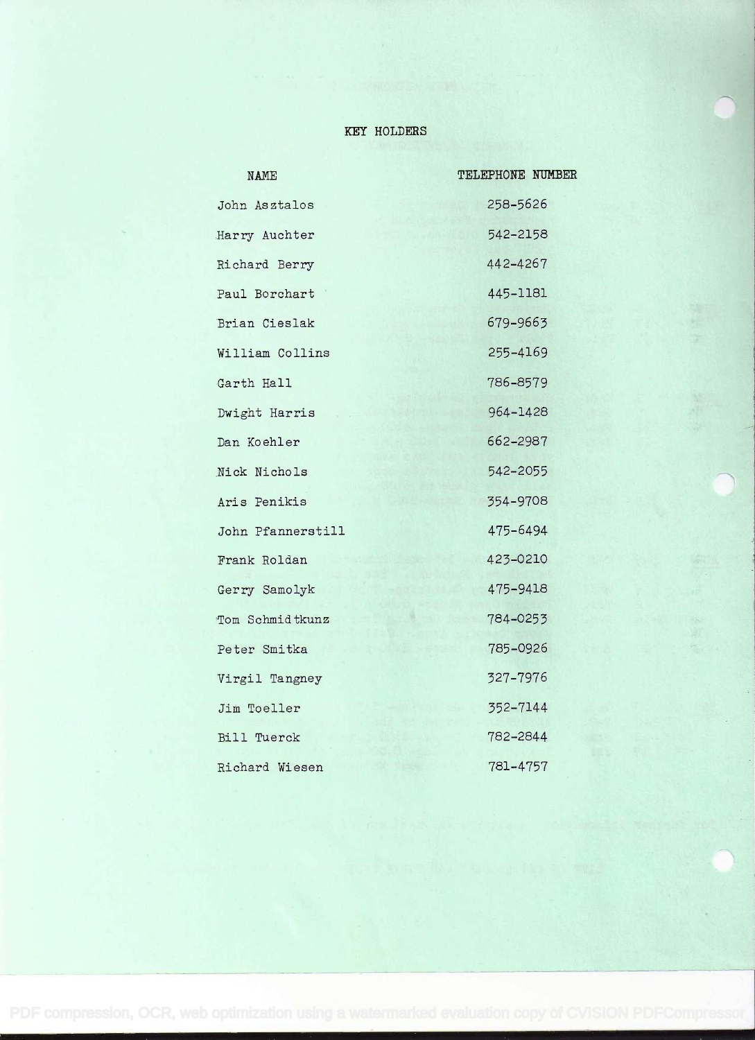# KEY HOLDERS

| NAME | TELEPHONE NUMBER |
|---|---|
| John Asztalos | 258-5626 |
| Harry Auchter | 542-2158 |
| Richard Berry | 442-4267 |
| Paul Borchart | 445-1181 |
| Brian Cieslak | 679-9663 |
| William Collins | 255-4169 |
| Garth Hall | 786-8579 |
| Dwight Harris | 964-1428 |
| Dan Koehler | 662-2987 |
| Nick Nichols | 542-2055 |
| Aris Penikis | 354-9708 |
| John Pfannerstill | 475-6494 |
| Frank Roldan | 423-0210 |
| Gerry Samolyk | 475-9418 |
| Tom Schmidtkunz | 784-0253 |
| Peter Smitka | 785-0926 |
| Virgil Tangney | 327-7976 |
| Jim Toeller | 352-7144 |
| Bill Tuerck | 782-2844 |
| Richard Wiesen | 781-4757 |